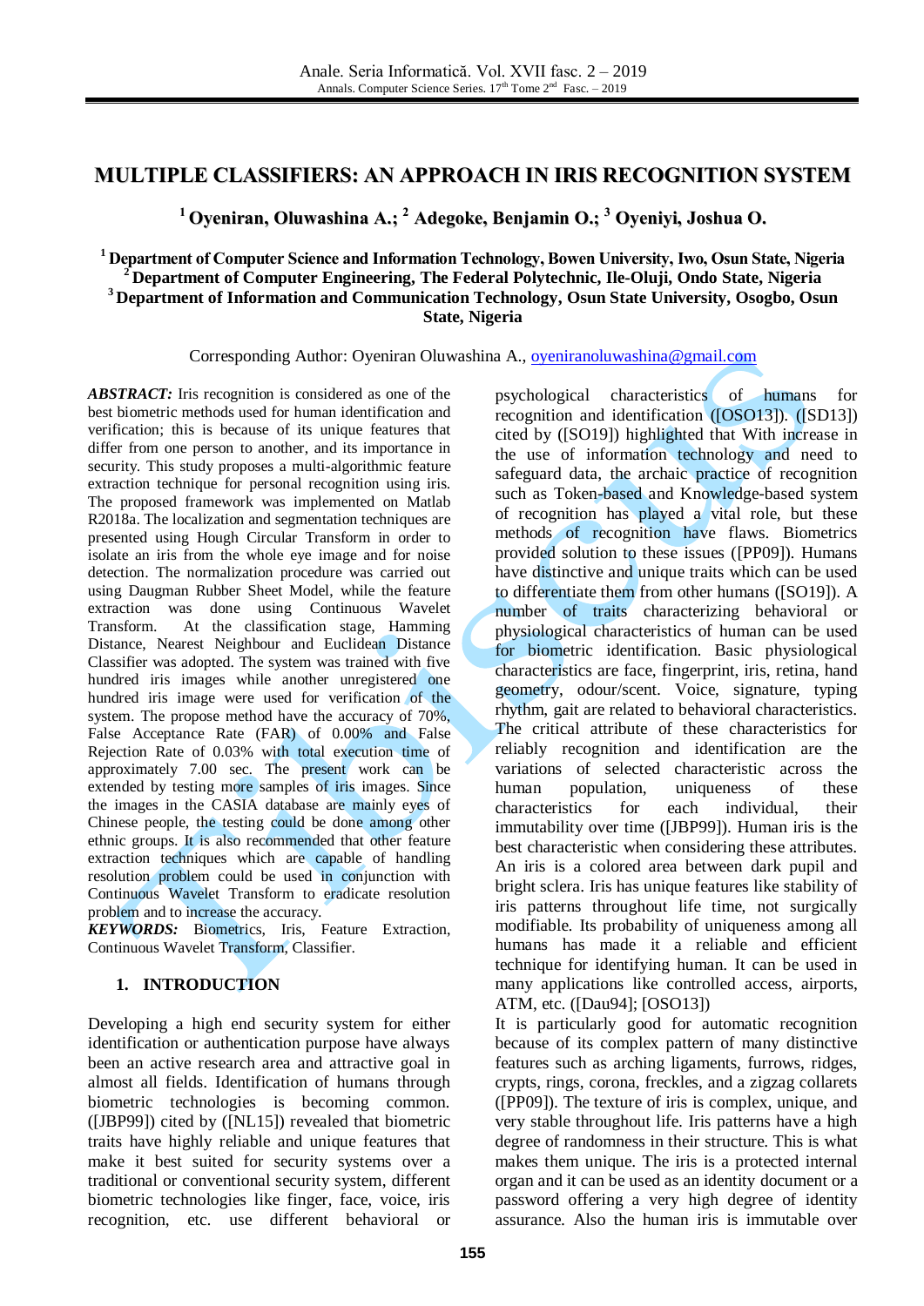# MULTIPLE CLASSIFIERS: AN APPROACH IN IRIS RECOGNITION SYSTEM

**[1] Oyeniran, Oluwashina A.; [2] Adegoke, Benjamin O.; [3] Oyeniyi, Joshua O.**

**[1] Department of Computer Science and Information Technology, Bowen University, Iwo, Osun State, Nigeria**
**[2] Department of Computer Engineering, The Federal Polytechnic, Ile-Oluji, Ondo State, Nigeria**
**[3] Department of Information and Communication Technology, Osun State University, Osogbo, Osun State, Nigeria**

Corresponding Author: Oyeniran Oluwashina A., oyeniranoluwashina@gmail.com

***ABSTRACT:*** Iris recognition is considered as one of the best biometric methods used for human identification and verification; this is because of its unique features that differ from one person to another, and its importance in security. This study proposes a multi-algorithmic feature extraction technique for personal recognition using iris. The proposed framework was implemented on Matlab R2018a. The localization and segmentation techniques are presented using Hough Circular Transform in order to isolate an iris from the whole eye image and for noise detection. The normalization procedure was carried out using Daugman Rubber Sheet Model, while the feature extraction was done using Continuous Wavelet Transform. At the classification stage, Hamming Distance, Nearest Neighbour and Euclidean Distance Classifier was adopted. The system was trained with five hundred iris images while another unregistered one hundred iris image were used for verification of the system. The propose method have the accuracy of 70%, False Acceptance Rate (FAR) of 0.00% and False Rejection Rate of 0.03% with total execution time of approximately 7.00 sec. The present work can be extended by testing more samples of iris images. Since the images in the CASIA database are mainly eyes of Chinese people, the testing could be done among other ethnic groups. It is also recommended that other feature extraction techniques which are capable of handling resolution problem could be used in conjunction with Continuous Wavelet Transform to eradicate resolution problem and to increase the accuracy.

***KEYWORDS:*** Biometrics, Iris, Feature Extraction, Continuous Wavelet Transform, Classifier.

## 1. INTRODUCTION

Developing a high end security system for either identification or authentication purpose have always been an active research area and attractive goal in almost all fields. Identification of humans through biometric technologies is becoming common. ([JBP99]) cited by ([NL15]) revealed that biometric traits have highly reliable and unique features that make it best suited for security systems over a traditional or conventional security system, different biometric technologies like finger, face, voice, iris recognition, etc. use different behavioral or psychological characteristics of humans for recognition and identification ([OSO13]). ([SD13]) cited by ([SO19]) highlighted that With increase in the use of information technology and need to safeguard data, the archaic practice of recognition such as Token-based and Knowledge-based system of recognition has played a vital role, but these methods of recognition have flaws. Biometrics provided solution to these issues ([PP09]). Humans have distinctive and unique traits which can be used to differentiate them from other humans ([SO19]). A number of traits characterizing behavioral or physiological characteristics of human can be used for biometric identification. Basic physiological characteristics are face, fingerprint, iris, retina, hand geometry, odour/scent. Voice, signature, typing rhythm, gait are related to behavioral characteristics. The critical attribute of these characteristics for reliably recognition and identification are the variations of selected characteristic across the human population, uniqueness of these characteristics for each individual, their immutability over time ([JBP99]). Human iris is the best characteristic when considering these attributes. An iris is a colored area between dark pupil and bright sclera. Iris has unique features like stability of iris patterns throughout life time, not surgically modifiable. Its probability of uniqueness among all humans has made it a reliable and efficient technique for identifying human. It can be used in many applications like controlled access, airports, ATM, etc. ([Dau94]; [OSO13])

It is particularly good for automatic recognition because of its complex pattern of many distinctive features such as arching ligaments, furrows, ridges, crypts, rings, corona, freckles, and a zigzag collarets ([PP09]). The texture of iris is complex, unique, and very stable throughout life. Iris patterns have a high degree of randomness in their structure. This is what makes them unique. The iris is a protected internal organ and it can be used as an identity document or a password offering a very high degree of identity assurance. Also the human iris is immutable over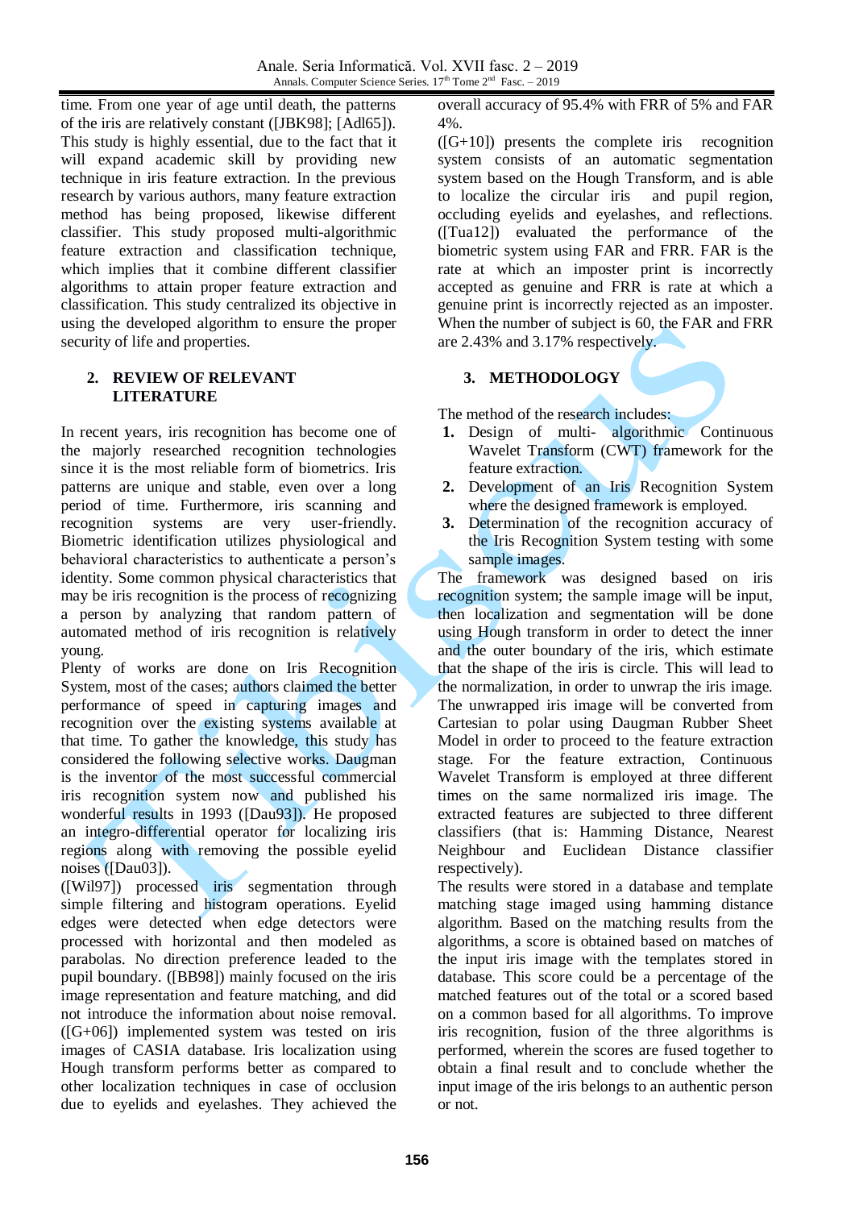time. From one year of age until death, the patterns of the iris are relatively constant ([JBK98]; [Adl65]). This study is highly essential, due to the fact that it will expand academic skill by providing new technique in iris feature extraction. In the previous research by various authors, many feature extraction method has being proposed, likewise different classifier. This study proposed multi-algorithmic feature extraction and classification technique, which implies that it combine different classifier algorithms to attain proper feature extraction and classification. This study centralized its objective in using the developed algorithm to ensure the proper security of life and properties.

## 2. REVIEW OF RELEVANT LITERATURE

In recent years, iris recognition has become one of the majorly researched recognition technologies since it is the most reliable form of biometrics. Iris patterns are unique and stable, even over a long period of time. Furthermore, iris scanning and recognition systems are very user-friendly. Biometric identification utilizes physiological and behavioral characteristics to authenticate a person's identity. Some common physical characteristics that may be iris recognition is the process of recognizing a person by analyzing that random pattern of automated method of iris recognition is relatively young.

Plenty of works are done on Iris Recognition System, most of the cases; authors claimed the better performance of speed in capturing images and recognition over the existing systems available at that time. To gather the knowledge, this study has considered the following selective works. Daugman is the inventor of the most successful commercial iris recognition system now and published his wonderful results in 1993 ([Dau93]). He proposed an integro-differential operator for localizing iris regions along with removing the possible eyelid noises ([Dau03]).

([Wil97]) processed iris segmentation through simple filtering and histogram operations. Eyelid edges were detected when edge detectors were processed with horizontal and then modeled as parabolas. No direction preference leaded to the pupil boundary. ([BB98]) mainly focused on the iris image representation and feature matching, and did not introduce the information about noise removal. ([G+06]) implemented system was tested on iris images of CASIA database. Iris localization using Hough transform performs better as compared to other localization techniques in case of occlusion due to eyelids and eyelashes. They achieved the overall accuracy of 95.4% with FRR of 5% and FAR 4%.

([G+10]) presents the complete iris recognition system consists of an automatic segmentation system based on the Hough Transform, and is able to localize the circular iris and pupil region, occluding eyelids and eyelashes, and reflections. ([Tua12]) evaluated the performance of the biometric system using FAR and FRR. FAR is the rate at which an imposter print is incorrectly accepted as genuine and FRR is rate at which a genuine print is incorrectly rejected as an imposter. When the number of subject is 60, the FAR and FRR are 2.43% and 3.17% respectively.

## 3. METHODOLOGY

The method of the research includes:

1. Design of multi- algorithmic Continuous Wavelet Transform (CWT) framework for the feature extraction.
2. Development of an Iris Recognition System where the designed framework is employed.
3. Determination of the recognition accuracy of the Iris Recognition System testing with some sample images.

The framework was designed based on iris recognition system; the sample image will be input, then localization and segmentation will be done using Hough transform in order to detect the inner and the outer boundary of the iris, which estimate that the shape of the iris is circle. This will lead to the normalization, in order to unwrap the iris image. The unwrapped iris image will be converted from Cartesian to polar using Daugman Rubber Sheet Model in order to proceed to the feature extraction stage. For the feature extraction, Continuous Wavelet Transform is employed at three different times on the same normalized iris image. The extracted features are subjected to three different classifiers (that is: Hamming Distance, Nearest Neighbour and Euclidean Distance classifier respectively).

The results were stored in a database and template matching stage imaged using hamming distance algorithm. Based on the matching results from the algorithms, a score is obtained based on matches of the input iris image with the templates stored in database. This score could be a percentage of the matched features out of the total or a scored based on a common based for all algorithms. To improve iris recognition, fusion of the three algorithms is performed, wherein the scores are fused together to obtain a final result and to conclude whether the input image of the iris belongs to an authentic person or not.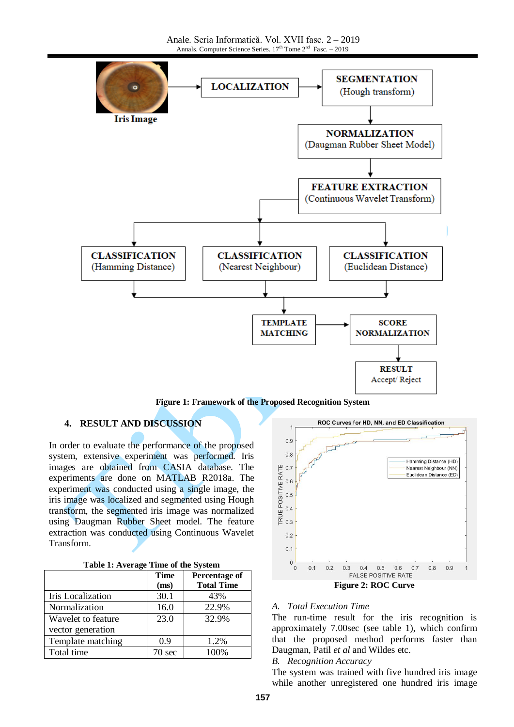Figure 1: Framework of the Proposed Recognition System

## 4. RESULT AND DISCUSSION

In order to evaluate the performance of the proposed system, extensive experiment was performed. Iris images are obtained from CASIA database. The experiments are done on MATLAB R2018a. The experiment was conducted using a single image, the iris image was localized and segmented using Hough transform, the segmented iris image was normalized using Daugman Rubber Sheet model. The feature extraction was conducted using Continuous Wavelet Transform.

**Table 1: Average Time of the System**

| | Time (ms) | Percentage of Total Time |
|---|---|---|
| Iris Localization | 30.1 | 43% |
| Normalization | 16.0 | 22.9% |
| Wavelet to feature vector generation | 23.0 | 32.9% |
| Template matching | 0.9 | 1.2% |
| Total time | 70 sec | 100% |

Figure 2: ROC Curve

*A. Total Execution Time*

The run-time result for the iris recognition is approximately 7.00sec (see table 1), which confirm that the proposed method performs faster than Daugman, Patil *et al* and Wildes etc.

*B. Recognition Accuracy*

The system was trained with five hundred iris image while another unregistered one hundred iris image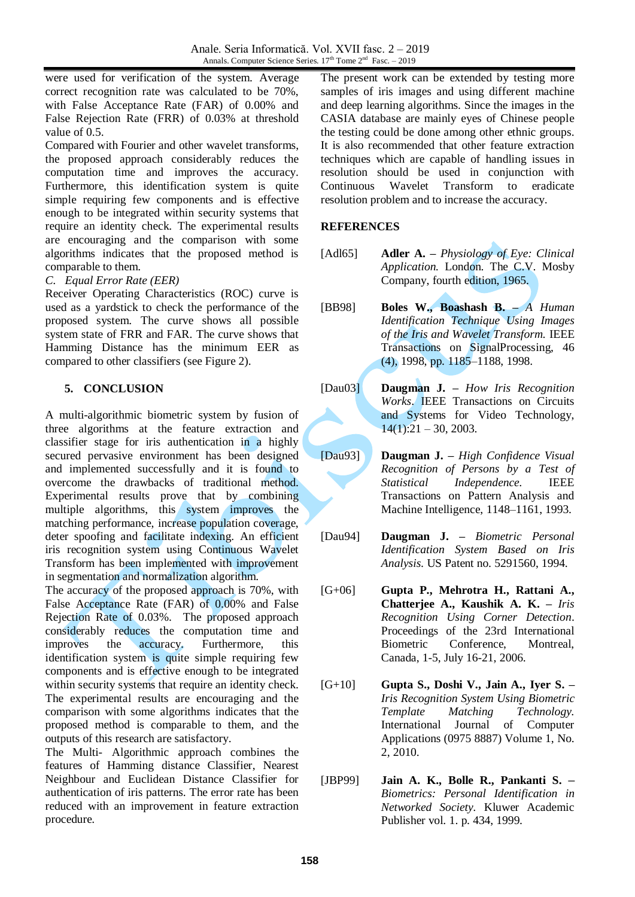were used for verification of the system. Average correct recognition rate was calculated to be 70%, with False Acceptance Rate (FAR) of 0.00% and False Rejection Rate (FRR) of 0.03% at threshold value of 0.5.

Compared with Fourier and other wavelet transforms, the proposed approach considerably reduces the computation time and improves the accuracy. Furthermore, this identification system is quite simple requiring few components and is effective enough to be integrated within security systems that require an identity check. The experimental results are encouraging and the comparison with some algorithms indicates that the proposed method is comparable to them.

*C. Equal Error Rate (EER)*

Receiver Operating Characteristics (ROC) curve is used as a yardstick to check the performance of the proposed system. The curve shows all possible system state of FRR and FAR. The curve shows that Hamming Distance has the minimum EER as compared to other classifiers (see Figure 2).

## 5. CONCLUSION

A multi-algorithmic biometric system by fusion of three algorithms at the feature extraction and classifier stage for iris authentication in a highly secured pervasive environment has been designed and implemented successfully and it is found to overcome the drawbacks of traditional method. Experimental results prove that by combining multiple algorithms, this system improves the matching performance, increase population coverage, deter spoofing and facilitate indexing. An efficient iris recognition system using Continuous Wavelet Transform has been implemented with improvement in segmentation and normalization algorithm.

The accuracy of the proposed approach is 70%, with False Acceptance Rate (FAR) of 0.00% and False Rejection Rate of 0.03%. The proposed approach considerably reduces the computation time and improves the accuracy. Furthermore, this identification system is quite simple requiring few components and is effective enough to be integrated within security systems that require an identity check. The experimental results are encouraging and the comparison with some algorithms indicates that the proposed method is comparable to them, and the outputs of this research are satisfactory.

The Multi- Algorithmic approach combines the features of Hamming distance Classifier, Nearest Neighbour and Euclidean Distance Classifier for authentication of iris patterns. The error rate has been reduced with an improvement in feature extraction procedure.

The present work can be extended by testing more samples of iris images and using different machine and deep learning algorithms. Since the images in the CASIA database are mainly eyes of Chinese people the testing could be done among other ethnic groups. It is also recommended that other feature extraction techniques which are capable of handling issues in resolution should be used in conjunction with Continuous Wavelet Transform to eradicate resolution problem and to increase the accuracy.

## REFERENCES

[Adl65] **Adler A.** – *Physiology of Eye: Clinical Application.* London. The C.V. Mosby Company, fourth edition, 1965.

[BB98] **Boles W., Boashash B.** – *A Human Identification Technique Using Images of the Iris and Wavelet Transform.* IEEE Transactions on SignalProcessing, 46 (4), 1998, pp. 1185–1188, 1998.

[Dau03] **Daugman J.** – *How Iris Recognition Works.* IEEE Transactions on Circuits and Systems for Video Technology, 14(1):21 – 30, 2003.

[Dau93] **Daugman J.** – *High Confidence Visual Recognition of Persons by a Test of Statistical Independence.* IEEE Transactions on Pattern Analysis and Machine Intelligence, 1148–1161, 1993.

[Dau94] **Daugman J.** – *Biometric Personal Identification System Based on Iris Analysis.* US Patent no. 5291560, 1994.

[G+06] **Gupta P., Mehrotra H., Rattani A., Chatterjee A., Kaushik A. K.** – *Iris Recognition Using Corner Detection.* Proceedings of the 23rd International Biometric Conference, Montreal, Canada, 1-5, July 16-21, 2006.

[G+10] **Gupta S., Doshi V., Jain A., Iyer S.** – *Iris Recognition System Using Biometric Template Matching Technology.* International Journal of Computer Applications (0975 8887) Volume 1, No. 2, 2010.

[JBP99] **Jain A. K., Bolle R., Pankanti S.** – *Biometrics: Personal Identification in Networked Society.* Kluwer Academic Publisher vol. 1. p. 434, 1999.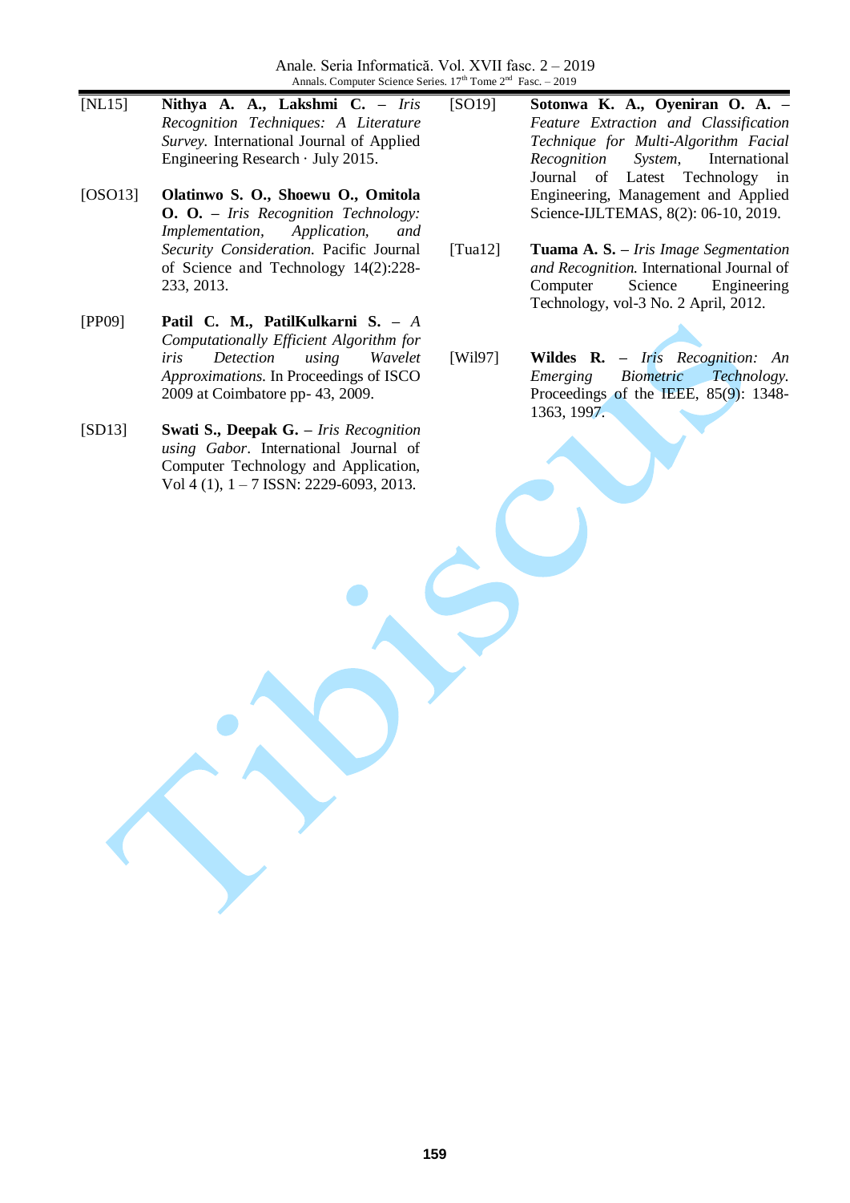[NL15] **Nithya A. A., Lakshmi C.** – *Iris Recognition Techniques: A Literature Survey.* International Journal of Applied Engineering Research · July 2015.

[OSO13] **Olatinwo S. O., Shoewu O., Omitola O. O.** – *Iris Recognition Technology: Implementation, Application, and Security Consideration.* Pacific Journal of Science and Technology 14(2):228-233, 2013.

[PP09] **Patil C. M., PatilKulkarni S.** – *A Computationally Efficient Algorithm for iris Detection using Wavelet Approximations.* In Proceedings of ISCO 2009 at Coimbatore pp- 43, 2009.

[SD13] **Swati S., Deepak G.** – *Iris Recognition using Gabor*. International Journal of Computer Technology and Application, Vol 4 (1), 1 – 7 ISSN: 2229-6093, 2013.

[SO19] **Sotonwa K. A., Oyeniran O. A.** – *Feature Extraction and Classification Technique for Multi-Algorithm Facial Recognition System*, International Journal of Latest Technology in Engineering, Management and Applied Science-IJLTEMAS, 8(2): 06-10, 2019.

[Tua12] **Tuama A. S.** – *Iris Image Segmentation and Recognition.* International Journal of Computer Science Engineering Technology, vol-3 No. 2 April, 2012.

[Wil97] **Wildes R.** – *Iris Recognition: An Emerging Biometric Technology.* Proceedings of the IEEE, 85(9): 1348-1363, 1997.